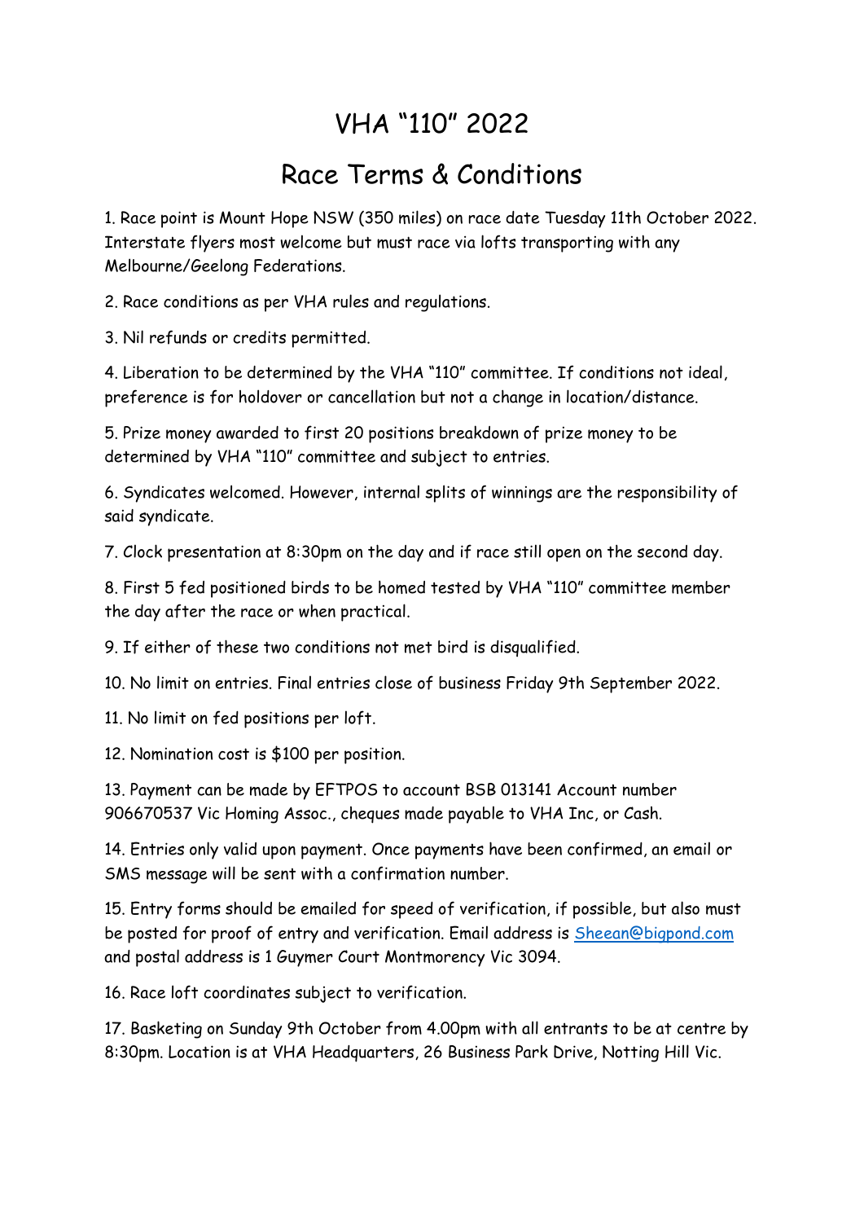# VHA "110" 2022

## Race Terms & Conditions

1. Race point is Mount Hope NSW (350 miles) on race date Tuesday 11th October 2022. Interstate flyers most welcome but must race via lofts transporting with any Melbourne/Geelong Federations.

2. Race conditions as per VHA rules and regulations.

3. Nil refunds or credits permitted.

4. Liberation to be determined by the VHA "110" committee. If conditions not ideal, preference is for holdover or cancellation but not a change in location/distance.

5. Prize money awarded to first 20 positions breakdown of prize money to be determined by VHA "110" committee and subject to entries.

6. Syndicates welcomed. However, internal splits of winnings are the responsibility of said syndicate.

7. Clock presentation at 8:30pm on the day and if race still open on the second day.

8. First 5 fed positioned birds to be homed tested by VHA "110" committee member the day after the race or when practical.

9. If either of these two conditions not met bird is disqualified.

10. No limit on entries. Final entries close of business Friday 9th September 2022.

11. No limit on fed positions per loft.

12. Nomination cost is $100 per position.

13. Payment can be made by EFTPOS to account BSB 013141 Account number 906670537 Vic Homing Assoc., cheques made payable to VHA Inc, or Cash.

14. Entries only valid upon payment. Once payments have been confirmed, an email or SMS message will be sent with a confirmation number.

15. Entry forms should be emailed for speed of verification, if possible, but also must be posted for proof of entry and verification. Email address is Sheean@bigpond.com and postal address is 1 Guymer Court Montmorency Vic 3094.

16. Race loft coordinates subject to verification.

17. Basketing on Sunday 9th October from 4.00pm with all entrants to be at centre by 8:30pm. Location is at VHA Headquarters, 26 Business Park Drive, Notting Hill Vic.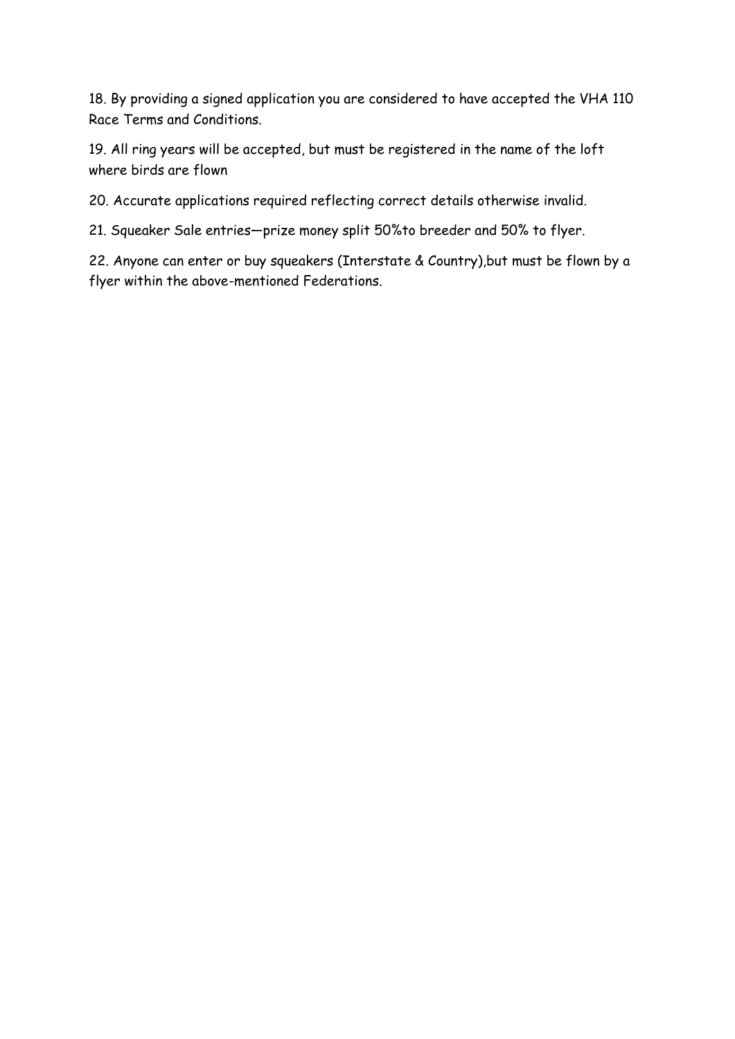18. By providing a signed application you are considered to have accepted the VHA 110 Race Terms and Conditions.

19. All ring years will be accepted, but must be registered in the name of the loft where birds are flown

20. Accurate applications required reflecting correct details otherwise invalid.

21. Squeaker Sale entries—prize money split 50%to breeder and 50% to flyer.

22. Anyone can enter or buy squeakers (Interstate & Country),but must be flown by a flyer within the above-mentioned Federations.